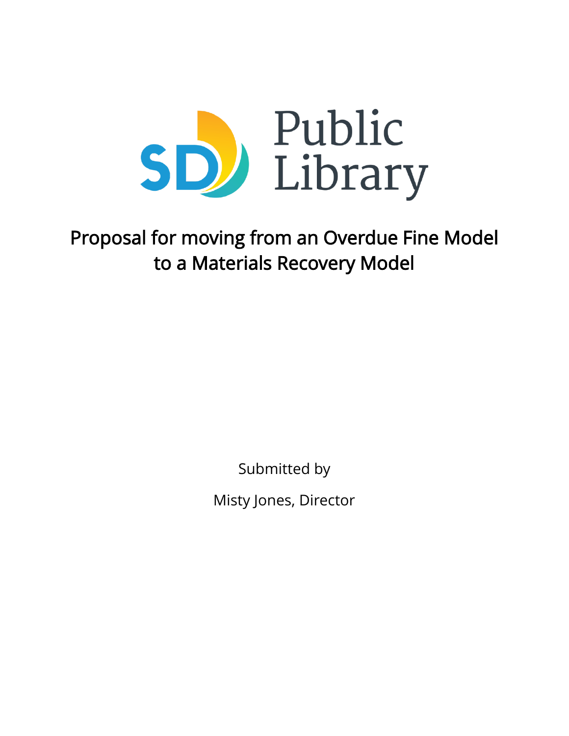SD Public Library

# Proposal for moving from an Overdue Fine Model to a Materials Recovery Model

Submitted by

Misty Jones, Director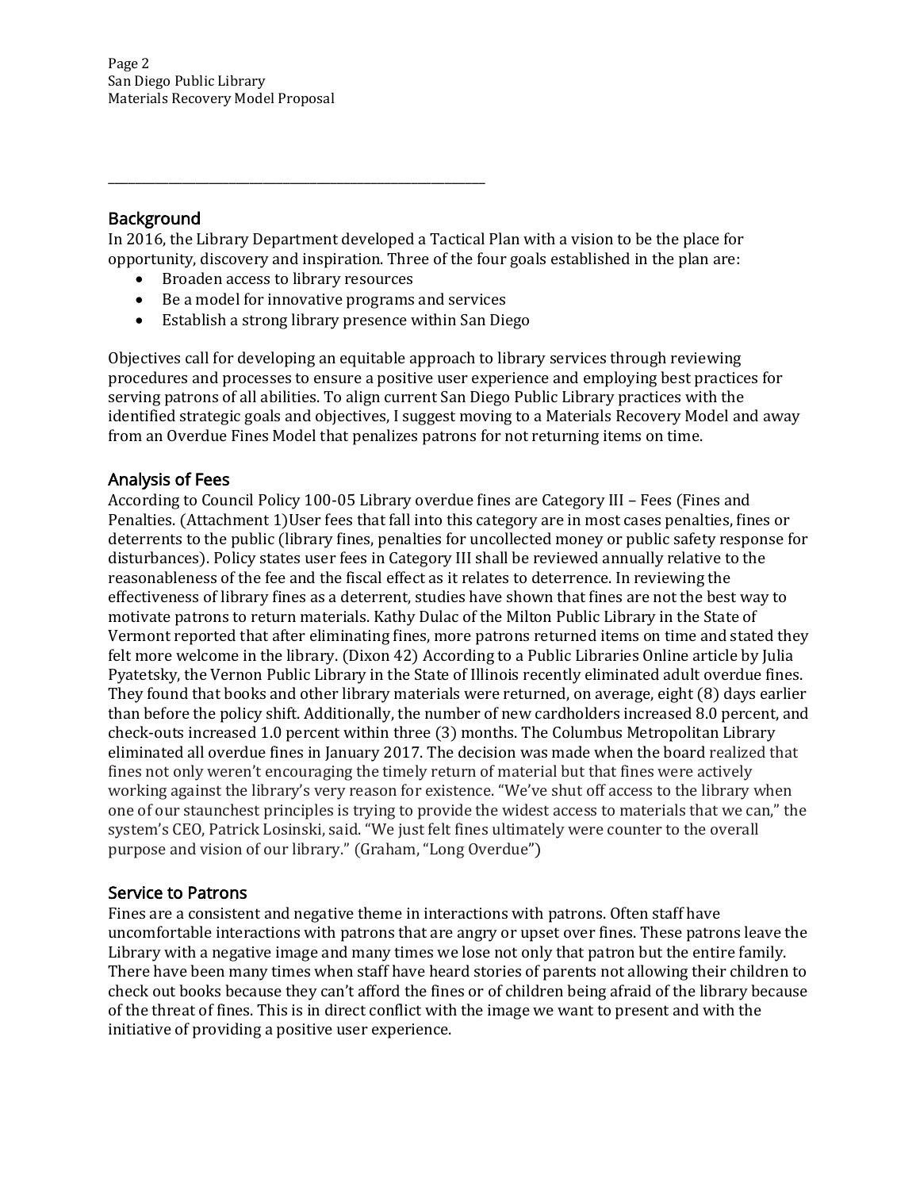## Background

In 2016, the Library Department developed a Tactical Plan with a vision to be the place for opportunity, discovery and inspiration. Three of the four goals established in the plan are:

- Broaden access to library resources
- Be a model for innovative programs and services
- Establish a strong library presence within San Diego

Objectives call for developing an equitable approach to library services through reviewing procedures and processes to ensure a positive user experience and employing best practices for serving patrons of all abilities. To align current San Diego Public Library practices with the identified strategic goals and objectives, I suggest moving to a Materials Recovery Model and away from an Overdue Fines Model that penalizes patrons for not returning items on time.

## Analysis of Fees

According to Council Policy 100-05 Library overdue fines are Category III – Fees (Fines and Penalties. (Attachment 1)User fees that fall into this category are in most cases penalties, fines or deterrents to the public (library fines, penalties for uncollected money or public safety response for disturbances). Policy states user fees in Category III shall be reviewed annually relative to the reasonableness of the fee and the fiscal effect as it relates to deterrence. In reviewing the effectiveness of library fines as a deterrent, studies have shown that fines are not the best way to motivate patrons to return materials. Kathy Dulac of the Milton Public Library in the State of Vermont reported that after eliminating fines, more patrons returned items on time and stated they felt more welcome in the library. (Dixon 42) According to a Public Libraries Online article by Julia Pyatetsky, the Vernon Public Library in the State of Illinois recently eliminated adult overdue fines. They found that books and other library materials were returned, on average, eight (8) days earlier than before the policy shift. Additionally, the number of new cardholders increased 8.0 percent, and check-outs increased 1.0 percent within three (3) months. The Columbus Metropolitan Library eliminated all overdue fines in January 2017. The decision was made when the board realized that fines not only weren't encouraging the timely return of material but that fines were actively working against the library's very reason for existence. "We've shut off access to the library when one of our staunchest principles is trying to provide the widest access to materials that we can," the system's CEO, Patrick Losinski, said. "We just felt fines ultimately were counter to the overall purpose and vision of our library." (Graham, "Long Overdue")

## Service to Patrons

Fines are a consistent and negative theme in interactions with patrons. Often staff have uncomfortable interactions with patrons that are angry or upset over fines. These patrons leave the Library with a negative image and many times we lose not only that patron but the entire family. There have been many times when staff have heard stories of parents not allowing their children to check out books because they can't afford the fines or of children being afraid of the library because of the threat of fines. This is in direct conflict with the image we want to present and with the initiative of providing a positive user experience.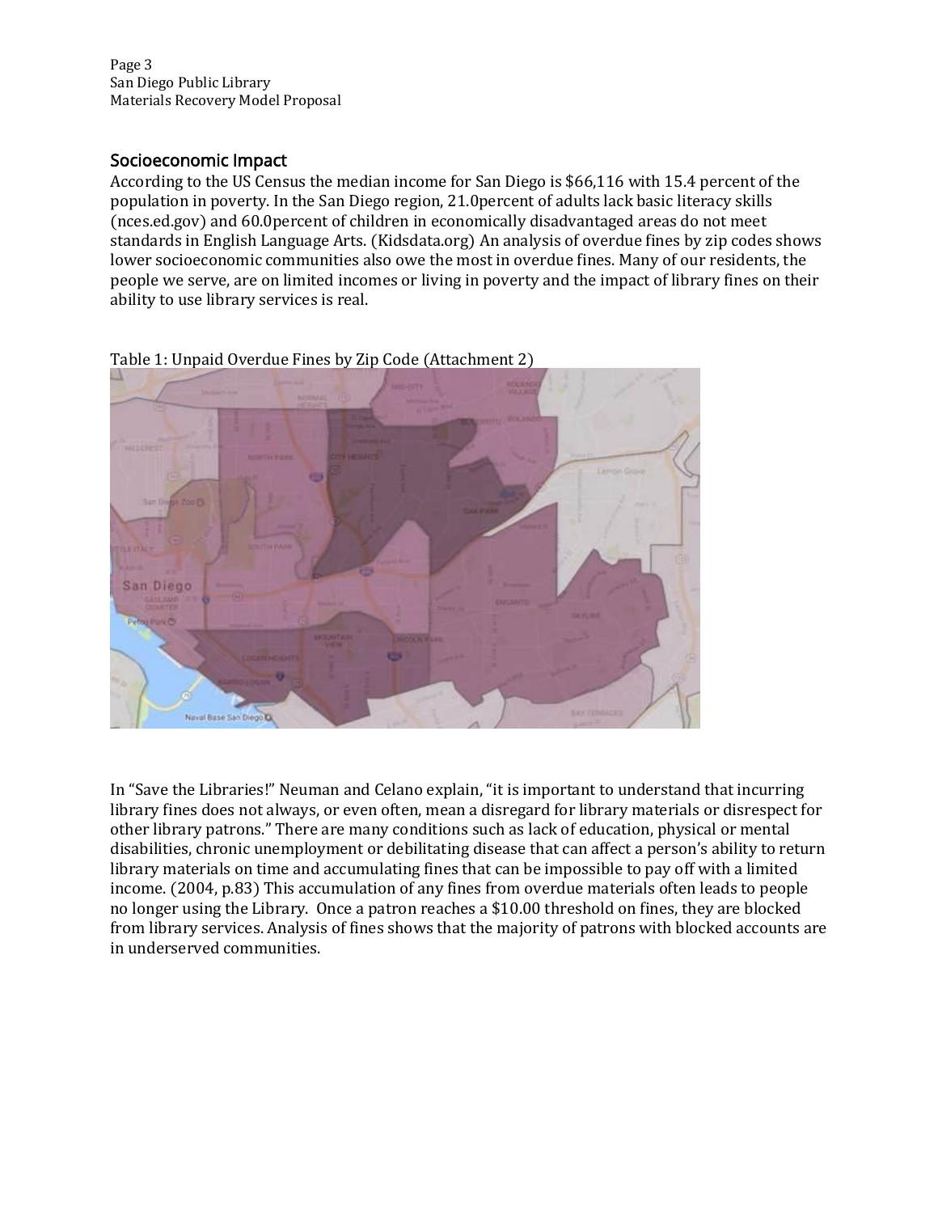## Socioeconomic Impact

According to the US Census the median income for San Diego is $66,116 with 15.4 percent of the population in poverty. In the San Diego region, 21.0percent of adults lack basic literacy skills (nces.ed.gov) and 60.0percent of children in economically disadvantaged areas do not meet standards in English Language Arts. (Kidsdata.org) An analysis of overdue fines by zip codes shows lower socioeconomic communities also owe the most in overdue fines. Many of our residents, the people we serve, are on limited incomes or living in poverty and the impact of library fines on their ability to use library services is real.

Table 1: Unpaid Overdue Fines by Zip Code (Attachment 2)

In "Save the Libraries!" Neuman and Celano explain, "it is important to understand that incurring library fines does not always, or even often, mean a disregard for library materials or disrespect for other library patrons." There are many conditions such as lack of education, physical or mental disabilities, chronic unemployment or debilitating disease that can affect a person's ability to return library materials on time and accumulating fines that can be impossible to pay off with a limited income. (2004, p.83) This accumulation of any fines from overdue materials often leads to people no longer using the Library. Once a patron reaches a $10.00 threshold on fines, they are blocked from library services. Analysis of fines shows that the majority of patrons with blocked accounts are in underserved communities.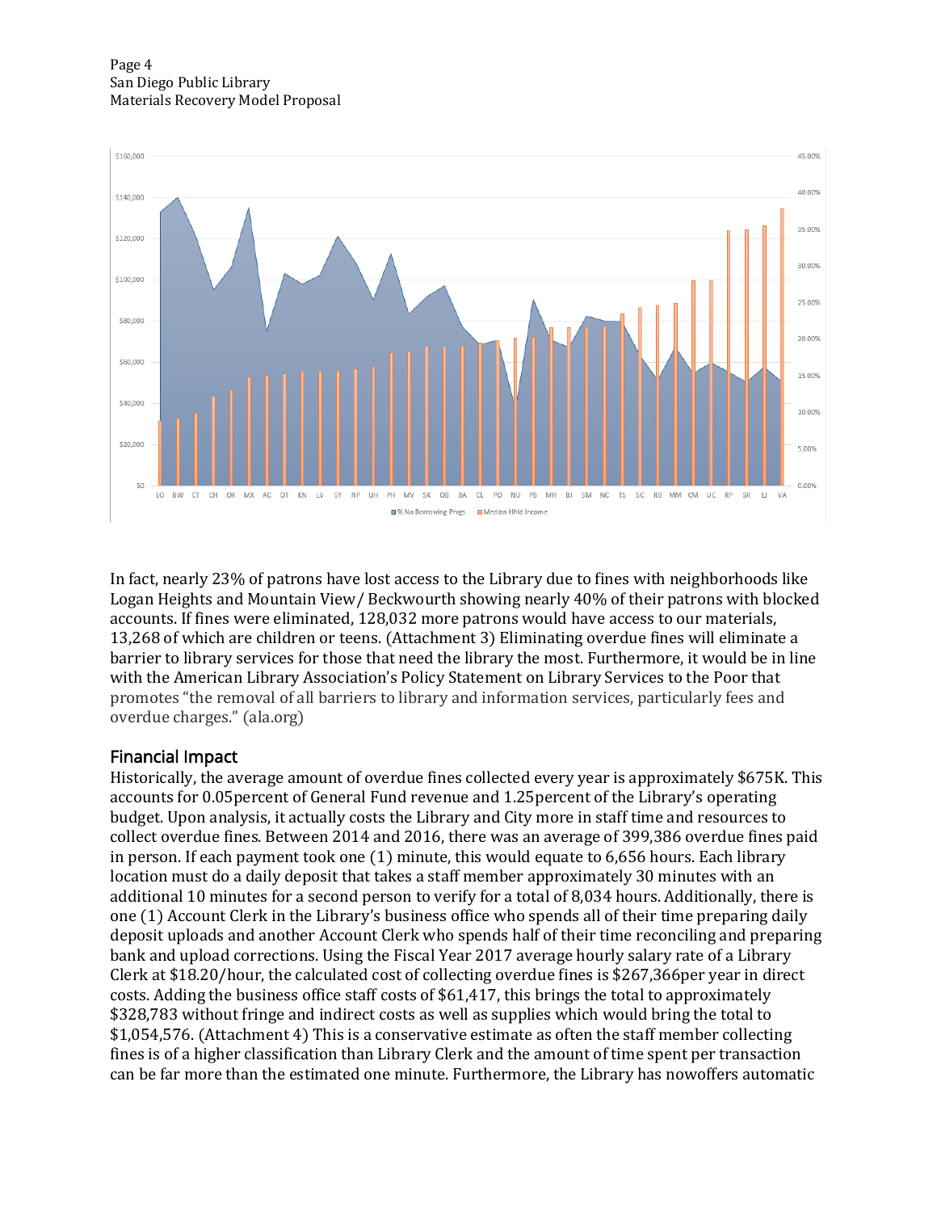In fact, nearly 23% of patrons have lost access to the Library due to fines with neighborhoods like Logan Heights and Mountain View/ Beckwourth showing nearly 40% of their patrons with blocked accounts. If fines were eliminated, 128,032 more patrons would have access to our materials, 13,268 of which are children or teens. (Attachment 3) Eliminating overdue fines will eliminate a barrier to library services for those that need the library the most. Furthermore, it would be in line with the American Library Association's Policy Statement on Library Services to the Poor that promotes "the removal of all barriers to library and information services, particularly fees and overdue charges." (ala.org)

## Financial Impact

Historically, the average amount of overdue fines collected every year is approximately $675K. This accounts for 0.05percent of General Fund revenue and 1.25percent of the Library's operating budget. Upon analysis, it actually costs the Library and City more in staff time and resources to collect overdue fines. Between 2014 and 2016, there was an average of 399,386 overdue fines paid in person. If each payment took one (1) minute, this would equate to 6,656 hours. Each library location must do a daily deposit that takes a staff member approximately 30 minutes with an additional 10 minutes for a second person to verify for a total of 8,034 hours. Additionally, there is one (1) Account Clerk in the Library's business office who spends all of their time preparing daily deposit uploads and another Account Clerk who spends half of their time reconciling and preparing bank and upload corrections. Using the Fiscal Year 2017 average hourly salary rate of a Library Clerk at $18.20/hour, the calculated cost of collecting overdue fines is $267,366per year in direct costs. Adding the business office staff costs of $61,417, this brings the total to approximately $328,783 without fringe and indirect costs as well as supplies which would bring the total to $1,054,576. (Attachment 4) This is a conservative estimate as often the staff member collecting fines is of a higher classification than Library Clerk and the amount of time spent per transaction can be far more than the estimated one minute. Furthermore, the Library has nowoffers automatic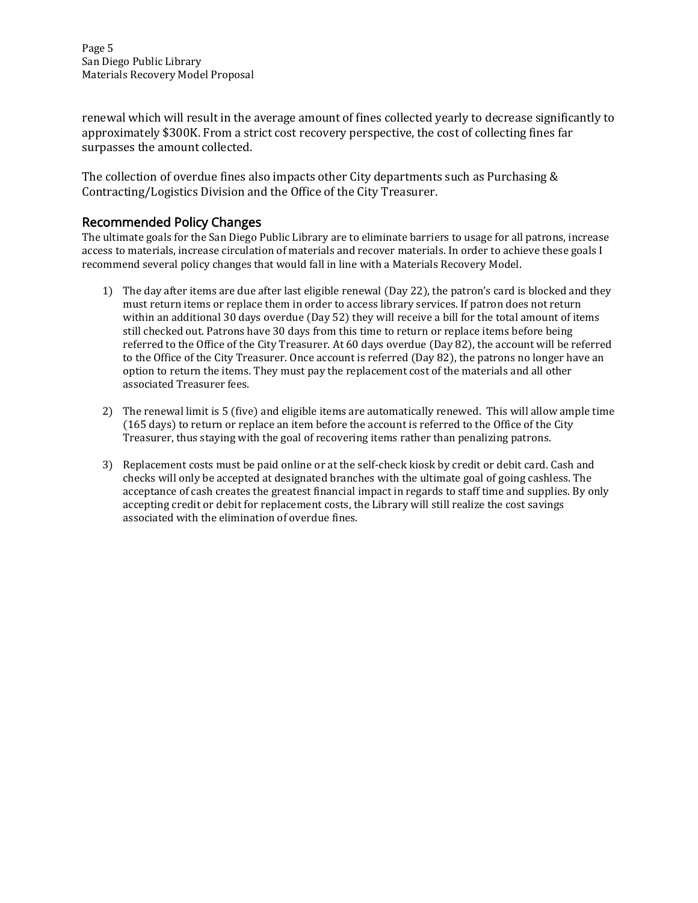renewal which will result in the average amount of fines collected yearly to decrease significantly to approximately $300K. From a strict cost recovery perspective, the cost of collecting fines far surpasses the amount collected.

The collection of overdue fines also impacts other City departments such as Purchasing & Contracting/Logistics Division and the Office of the City Treasurer.

## Recommended Policy Changes

The ultimate goals for the San Diego Public Library are to eliminate barriers to usage for all patrons, increase access to materials, increase circulation of materials and recover materials. In order to achieve these goals I recommend several policy changes that would fall in line with a Materials Recovery Model.

1) The day after items are due after last eligible renewal (Day 22), the patron's card is blocked and they must return items or replace them in order to access library services. If patron does not return within an additional 30 days overdue (Day 52) they will receive a bill for the total amount of items still checked out. Patrons have 30 days from this time to return or replace items before being referred to the Office of the City Treasurer. At 60 days overdue (Day 82), the account will be referred to the Office of the City Treasurer. Once account is referred (Day 82), the patrons no longer have an option to return the items. They must pay the replacement cost of the materials and all other associated Treasurer fees.

2) The renewal limit is 5 (five) and eligible items are automatically renewed. This will allow ample time (165 days) to return or replace an item before the account is referred to the Office of the City Treasurer, thus staying with the goal of recovering items rather than penalizing patrons.

3) Replacement costs must be paid online or at the self-check kiosk by credit or debit card. Cash and checks will only be accepted at designated branches with the ultimate goal of going cashless. The acceptance of cash creates the greatest financial impact in regards to staff time and supplies. By only accepting credit or debit for replacement costs, the Library will still realize the cost savings associated with the elimination of overdue fines.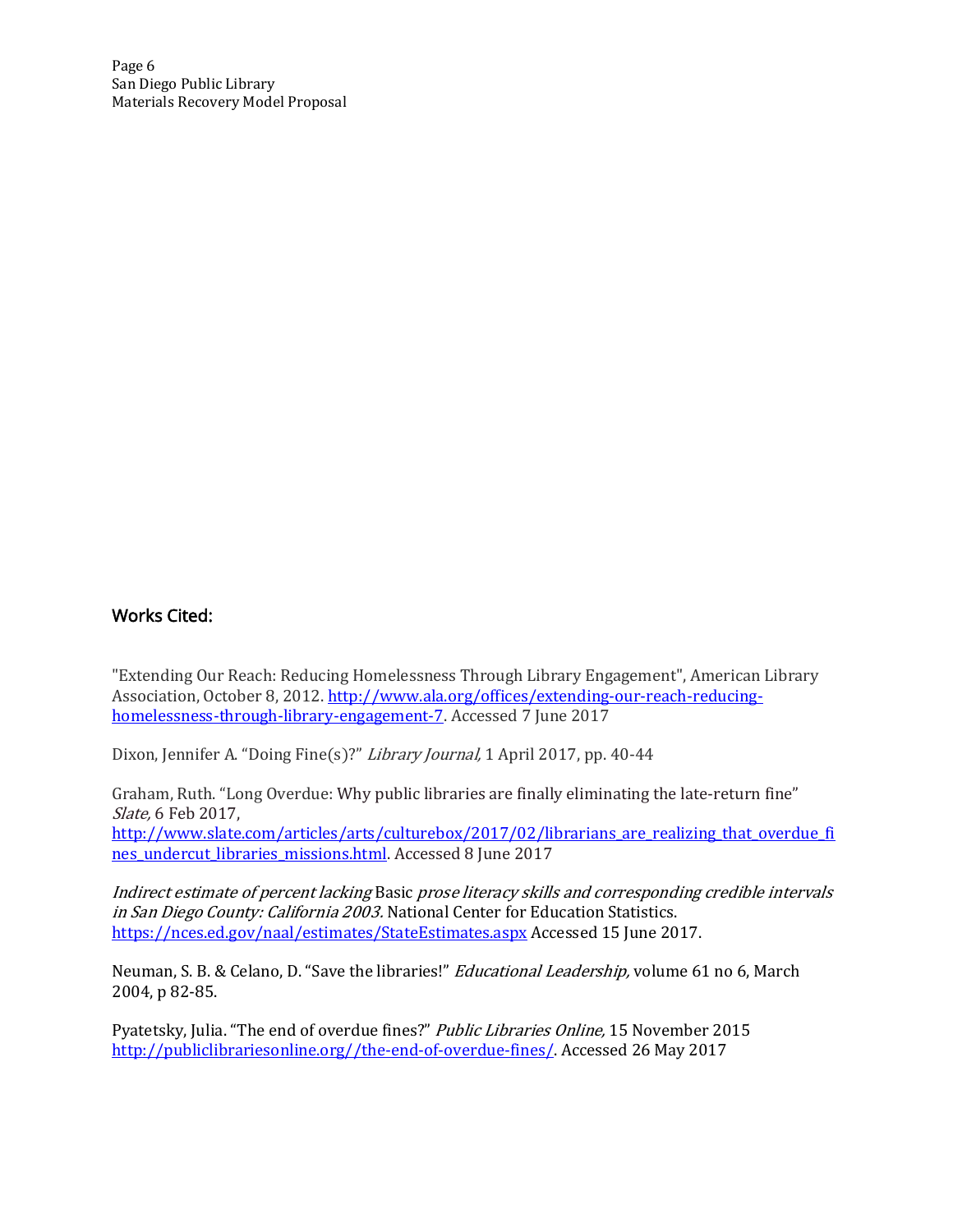## Works Cited:

"Extending Our Reach: Reducing Homelessness Through Library Engagement", American Library Association, October 8, 2012. [http://www.ala.org/offices/extending-our-reach-reducing-homelessness-through-library-engagement-7](http://www.ala.org/offices/extending-our-reach-reducing-homelessness-through-library-engagement-7). Accessed 7 June 2017

Dixon, Jennifer A. "Doing Fine(s)?" *Library Journal,* 1 April 2017, pp. 40-44

Graham, Ruth. "Long Overdue: Why public libraries are finally eliminating the late-return fine" *Slate,* 6 Feb 2017, [http://www.slate.com/articles/arts/culturebox/2017/02/librarians_are_realizing_that_overdue_fines_undercut_libraries_missions.html](http://www.slate.com/articles/arts/culturebox/2017/02/librarians_are_realizing_that_overdue_fines_undercut_libraries_missions.html). Accessed 8 June 2017

*Indirect estimate of percent lacking* Basic *prose literacy skills and corresponding credible intervals in San Diego County: California 2003.* National Center for Education Statistics. [https://nces.ed.gov/naal/estimates/StateEstimates.aspx](https://nces.ed.gov/naal/estimates/StateEstimates.aspx) Accessed 15 June 2017.

Neuman, S. B. & Celano, D. "Save the libraries!" *Educational Leadership,* volume 61 no 6, March 2004, p 82-85.

Pyatetsky, Julia. "The end of overdue fines?" *Public Libraries Online,* 15 November 2015 [http://publiclibrariesonline.org//the-end-of-overdue-fines/](http://publiclibrariesonline.org//the-end-of-overdue-fines/). Accessed 26 May 2017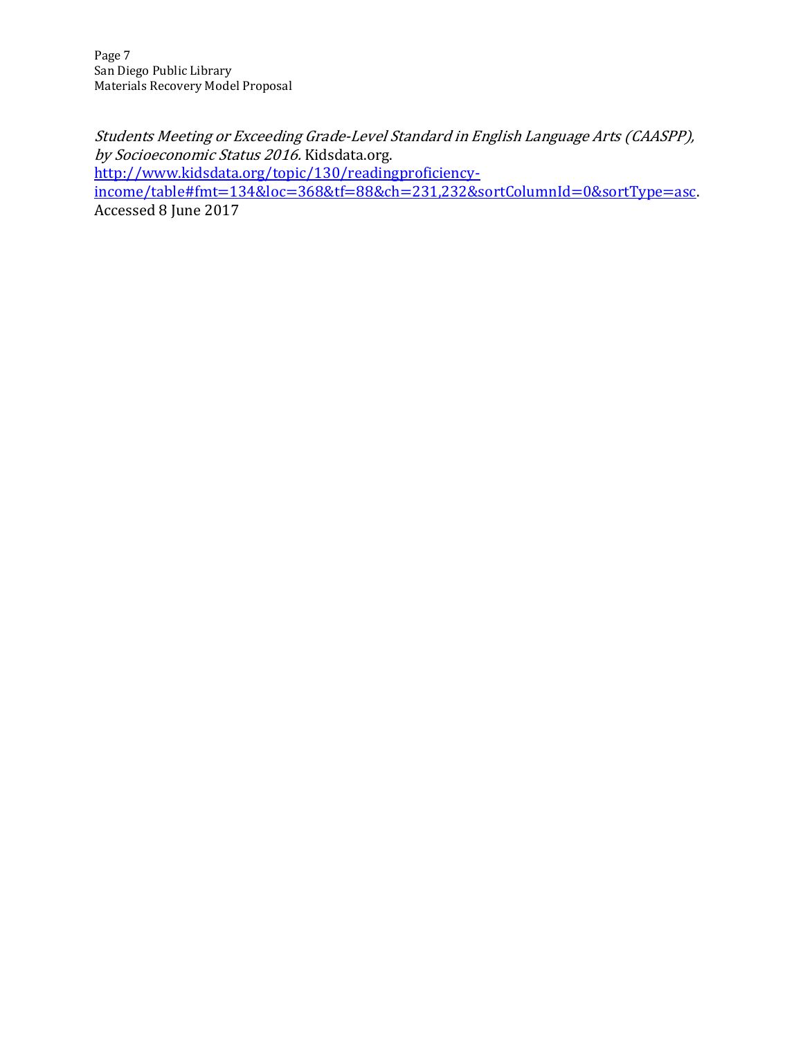*Students Meeting or Exceeding Grade-Level Standard in English Language Arts (CAASPP), by Socioeconomic Status 2016.* Kidsdata.org. http://www.kidsdata.org/topic/130/readingproficiency-income/table#fmt=134&loc=368&tf=88&ch=231,232&sortColumnId=0&sortType=asc. Accessed 8 June 2017